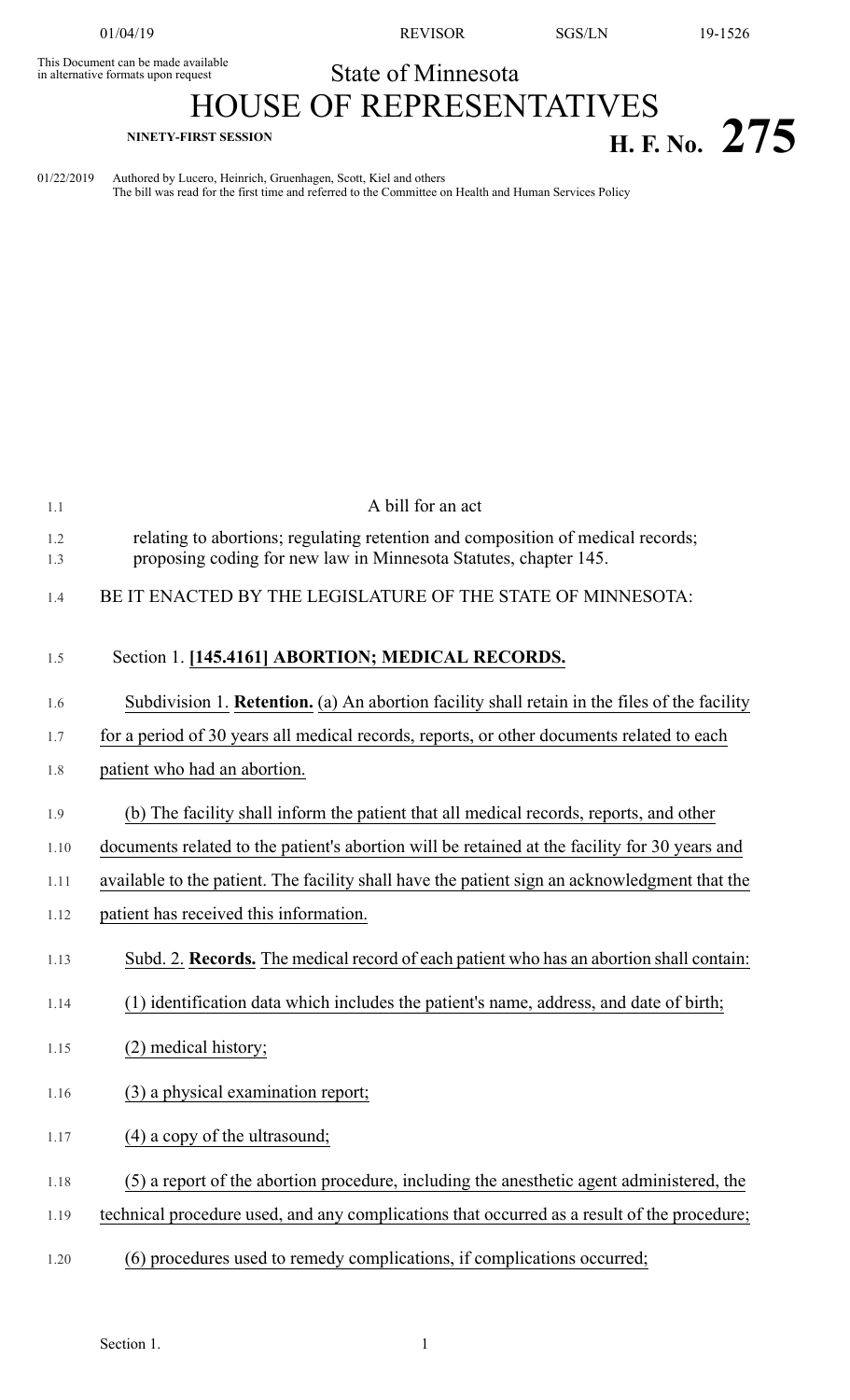This Document can be made available in alternative formats upon request

State of Minnesota

# HOUSE OF REPRESENTATIVES

NINETY-FIRST SESSION

**H. F. No. 275**

01/22/2019 Authored by Lucero, Heinrich, Gruenhagen, Scott, Kiel and others
The bill was read for the first time and referred to the Committee on Health and Human Services Policy

A bill for an act

relating to abortions; regulating retention and composition of medical records; proposing coding for new law in Minnesota Statutes, chapter 145.

BE IT ENACTED BY THE LEGISLATURE OF THE STATE OF MINNESOTA:

Section 1. **[145.4161] ABORTION; MEDICAL RECORDS.**

Subdivision 1. **Retention.** (a) An abortion facility shall retain in the files of the facility for a period of 30 years all medical records, reports, or other documents related to each patient who had an abortion.

(b) The facility shall inform the patient that all medical records, reports, and other documents related to the patient's abortion will be retained at the facility for 30 years and available to the patient. The facility shall have the patient sign an acknowledgment that the patient has received this information.

Subd. 2. **Records.** The medical record of each patient who has an abortion shall contain:

(1) identification data which includes the patient's name, address, and date of birth;

(2) medical history;

(3) a physical examination report;

(4) a copy of the ultrasound;

(5) a report of the abortion procedure, including the anesthetic agent administered, the technical procedure used, and any complications that occurred as a result of the procedure;

(6) procedures used to remedy complications, if complications occurred;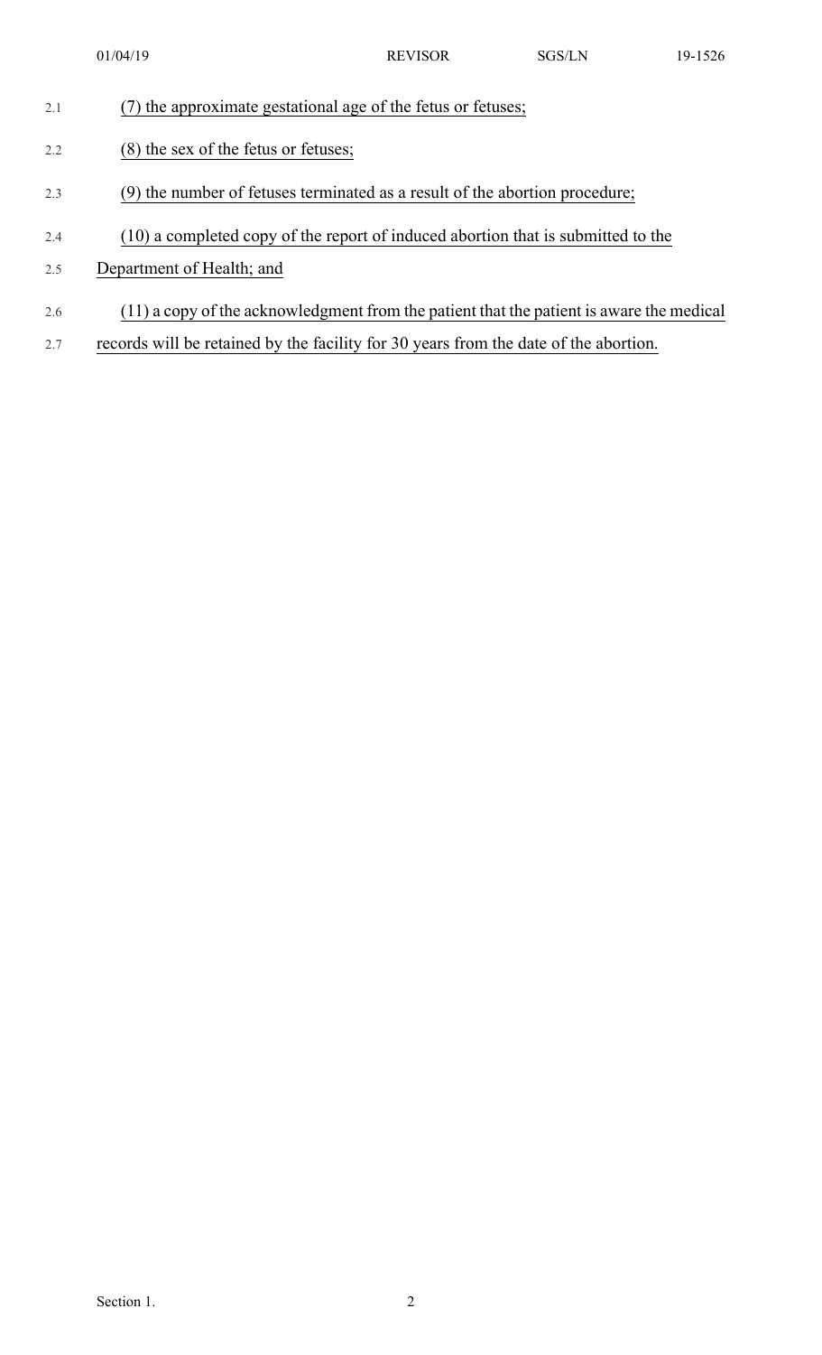(7) the approximate gestational age of the fetus or fetuses;

(8) the sex of the fetus or fetuses;

(9) the number of fetuses terminated as a result of the abortion procedure;

(10) a completed copy of the report of induced abortion that is submitted to the Department of Health; and

(11) a copy of the acknowledgment from the patient that the patient is aware the medical records will be retained by the facility for 30 years from the date of the abortion.